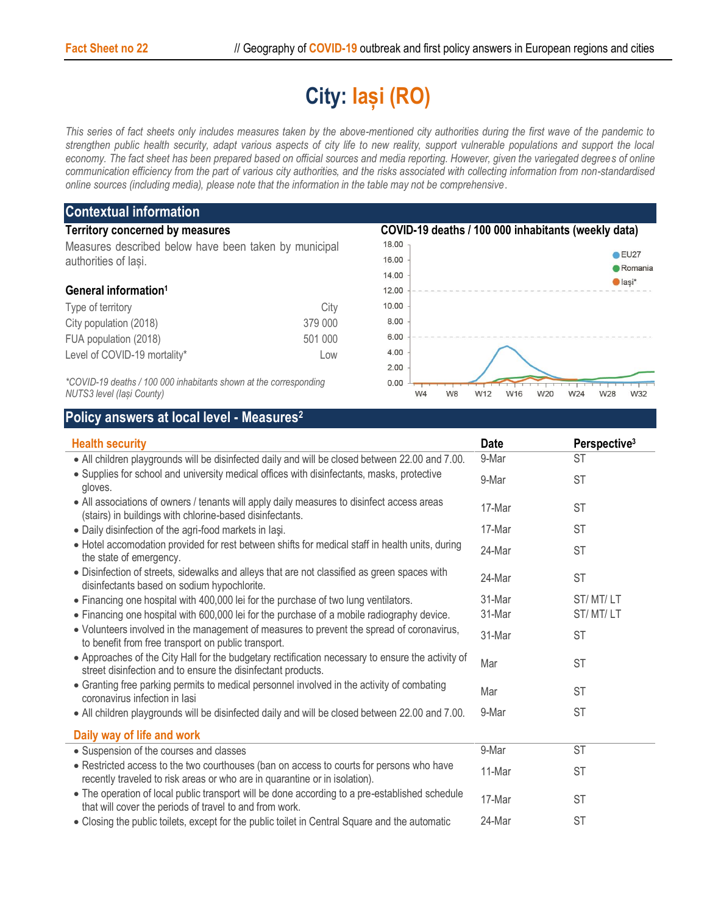Fact Sheet no 22

# City: Iași (RO)

*This series of fact sheets only includes measures taken by the above-mentioned city authorities during the first wave of the pandemic to strengthen public health security, adapt various aspects of city life to new reality, support vulnerable populations and support the local economy. The fact sheet has been prepared based on official sources and media reporting. However, given the variegated degrees of online communication efficiency from the part of various city authorities, and the risks associated with collecting information from non-standardised online sources (including media), please note that the information in the table may not be comprehensive.*

## Contextual information

### Territory concerned by measures

Measures described below have been taken by municipal authorities of Iași.

### General information[1]

| | |
|---|---|
| Type of territory | City |
| City population (2018) | 379 000 |
| FUA population (2018) | 501 000 |
| Level of COVID-19 mortality* | Low |

*\*COVID-19 deaths / 100 000 inhabitants shown at the corresponding NUTS3 level (Iași County)*

### COVID-19 deaths / 100 000 inhabitants (weekly data)

## Policy answers at local level - Measures[2]

| Health security | Date | Perspective[3] |
|---|---|---|
| • All children playgrounds will be disinfected daily and will be closed between 22.00 and 7.00. | 9-Mar | ST |
| • Supplies for school and university medical offices with disinfectants, masks, protective gloves. | 9-Mar | ST |
| • All associations of owners / tenants will apply daily measures to disinfect access areas (stairs) in buildings with chlorine-based disinfectants. | 17-Mar | ST |
| • Daily disinfection of the agri-food markets in Iaşi. | 17-Mar | ST |
| • Hotel accomodation provided for rest between shifts for medical staff in health units, during the state of emergency. | 24-Mar | ST |
| • Disinfection of streets, sidewalks and alleys that are not classified as green spaces with disinfectants based on sodium hypochlorite. | 24-Mar | ST |
| • Financing one hospital with 400,000 lei for the purchase of two lung ventilators. | 31-Mar | ST/ MT/ LT |
| • Financing one hospital with 600,000 lei for the purchase of a mobile radiography device. | 31-Mar | ST/ MT/ LT |
| • Volunteers involved in the management of measures to prevent the spread of coronavirus, to benefit from free transport on public transport. | 31-Mar | ST |
| • Approaches of the City Hall for the budgetary rectification necessary to ensure the activity of street disinfection and to ensure the disinfectant products. | Mar | ST |
| • Granting free parking permits to medical personnel involved in the activity of combating coronavirus infection in Iasi | Mar | ST |
| • All children playgrounds will be disinfected daily and will be closed between 22.00 and 7.00. | 9-Mar | ST |

| Daily way of life and work | Date | Perspective |
|---|---|---|
| • Suspension of the courses and classes | 9-Mar | ST |
| • Restricted access to the two courthouses (ban on access to courts for persons who have recently traveled to risk areas or who are in quarantine or in isolation). | 11-Mar | ST |
| • The operation of local public transport will be done according to a pre-established schedule that will cover the periods of travel to and from work. | 17-Mar | ST |
| • Closing the public toilets, except for the public toilet in Central Square and the automatic | 24-Mar | ST |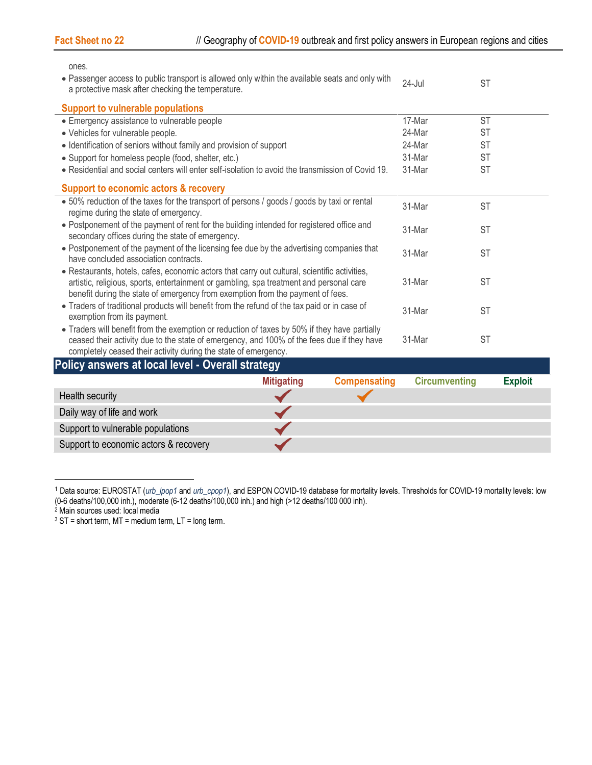| | | |
|---|---|---|
| ones. | | |
| • Passenger access to public transport is allowed only within the available seats and only with a protective mask after checking the temperature. | 24-Jul | ST |
| **Support to vulnerable populations** | | |
| • Emergency assistance to vulnerable people | 17-Mar | ST |
| • Vehicles for vulnerable people. | 24-Mar | ST |
| • Identification of seniors without family and provision of support | 24-Mar | ST |
| • Support for homeless people (food, shelter, etc.) | 31-Mar | ST |
| • Residential and social centers will enter self-isolation to avoid the transmission of Covid 19. | 31-Mar | ST |
| **Support to economic actors & recovery** | | |
| • 50% reduction of the taxes for the transport of persons / goods / goods by taxi or rental regime during the state of emergency. | 31-Mar | ST |
| • Postponement of the payment of rent for the building intended for registered office and secondary offices during the state of emergency. | 31-Mar | ST |
| • Postponement of the payment of the licensing fee due by the advertising companies that have concluded association contracts. | 31-Mar | ST |
| • Restaurants, hotels, cafes, economic actors that carry out cultural, scientific activities, artistic, religious, sports, entertainment or gambling, spa treatment and personal care benefit during the state of emergency from exemption from the payment of fees. | 31-Mar | ST |
| • Traders of traditional products will benefit from the refund of the tax paid or in case of exemption from its payment. | 31-Mar | ST |
| • Traders will benefit from the exemption or reduction of taxes by 50% if they have partially ceased their activity due to the state of emergency, and 100% of the fees due if they have completely ceased their activity during the state of emergency. | 31-Mar | ST |

## Policy answers at local level - Overall strategy

| | Mitigating | Compensating | Circumventing | Exploit |
|---|---|---|---|---|
| Health security | ✔ | ✔ | | |
| Daily way of life and work | ✔ | | | |
| Support to vulnerable populations | ✔ | | | |
| Support to economic actors & recovery | ✔ | | | |

---

[1] Data source: EUROSTAT (*urb_lpop1* and *urb_cpop1*), and ESPON COVID-19 database for mortality levels. Thresholds for COVID-19 mortality levels: low (0-6 deaths/100,000 inh.), moderate (6-12 deaths/100,000 inh.) and high (>12 deaths/100 000 inh).

[2] Main sources used: local media

[3] ST = short term, MT = medium term, LT = long term.